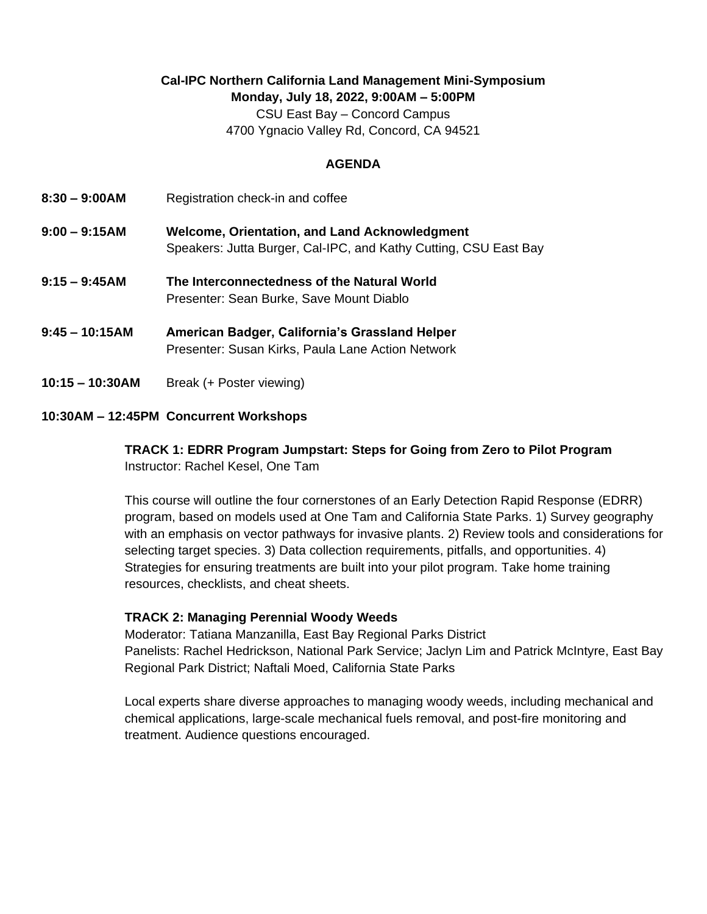**Cal-IPC Northern California Land Management Mini-Symposium**
**Monday, July 18, 2022, 9:00AM – 5:00PM**
CSU East Bay – Concord Campus
4700 Ygnacio Valley Rd, Concord, CA 94521

## AGENDA

**8:30 – 9:00AM** Registration check-in and coffee

**9:00 – 9:15AM** **Welcome, Orientation, and Land Acknowledgment**
Speakers: Jutta Burger, Cal-IPC, and Kathy Cutting, CSU East Bay

**9:15 – 9:45AM** **The Interconnectedness of the Natural World**
Presenter: Sean Burke, Save Mount Diablo

**9:45 – 10:15AM** **American Badger, California's Grassland Helper**
Presenter: Susan Kirks, Paula Lane Action Network

**10:15 – 10:30AM** Break (+ Poster viewing)

**10:30AM – 12:45PM Concurrent Workshops**

**TRACK 1: EDRR Program Jumpstart: Steps for Going from Zero to Pilot Program**
Instructor: Rachel Kesel, One Tam

This course will outline the four cornerstones of an Early Detection Rapid Response (EDRR) program, based on models used at One Tam and California State Parks. 1) Survey geography with an emphasis on vector pathways for invasive plants. 2) Review tools and considerations for selecting target species. 3) Data collection requirements, pitfalls, and opportunities. 4) Strategies for ensuring treatments are built into your pilot program. Take home training resources, checklists, and cheat sheets.

**TRACK 2: Managing Perennial Woody Weeds**
Moderator: Tatiana Manzanilla, East Bay Regional Parks District
Panelists: Rachel Hedrickson, National Park Service; Jaclyn Lim and Patrick McIntyre, East Bay Regional Park District; Naftali Moed, California State Parks

Local experts share diverse approaches to managing woody weeds, including mechanical and chemical applications, large-scale mechanical fuels removal, and post-fire monitoring and treatment. Audience questions encouraged.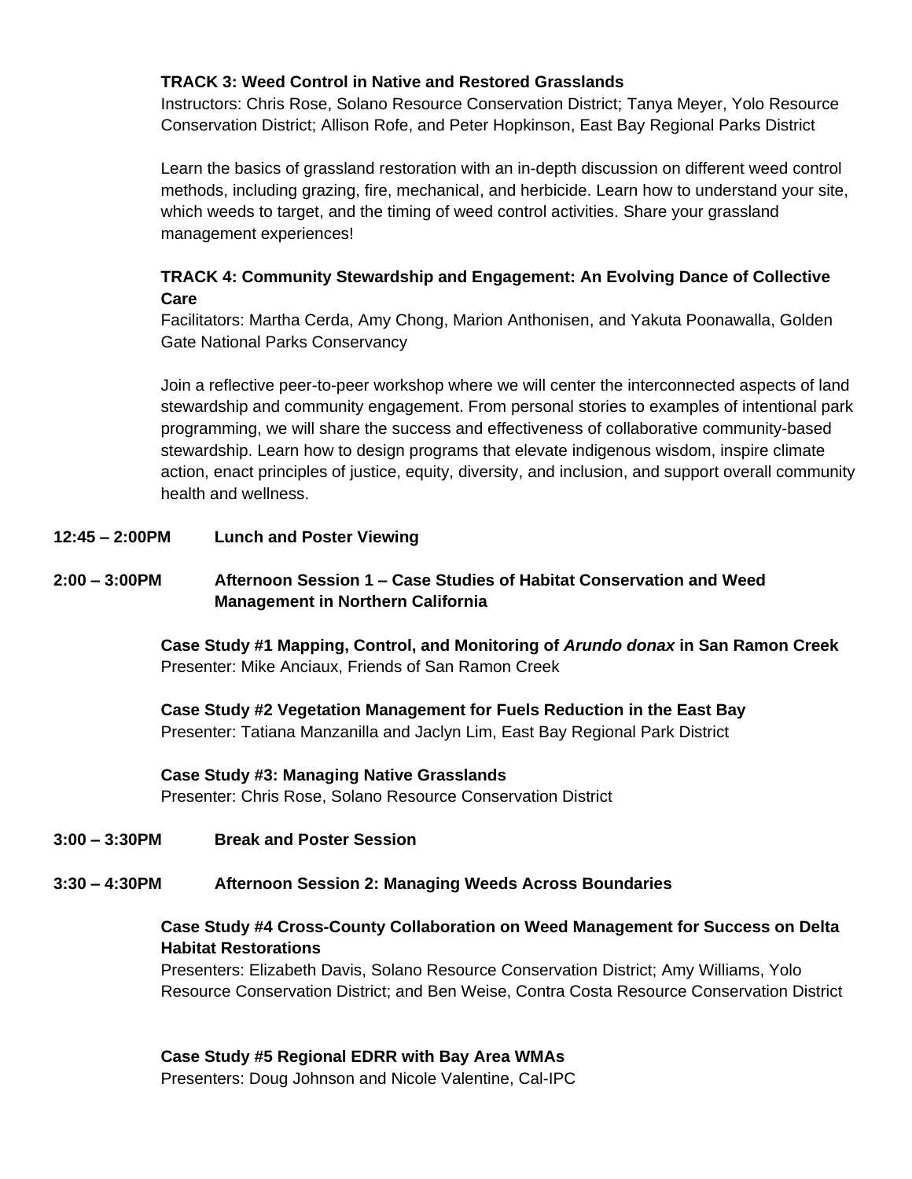**TRACK 3: Weed Control in Native and Restored Grasslands**
Instructors: Chris Rose, Solano Resource Conservation District; Tanya Meyer, Yolo Resource Conservation District; Allison Rofe, and Peter Hopkinson, East Bay Regional Parks District

Learn the basics of grassland restoration with an in-depth discussion on different weed control methods, including grazing, fire, mechanical, and herbicide. Learn how to understand your site, which weeds to target, and the timing of weed control activities. Share your grassland management experiences!

**TRACK 4: Community Stewardship and Engagement: An Evolving Dance of Collective Care**
Facilitators: Martha Cerda, Amy Chong, Marion Anthonisen, and Yakuta Poonawalla, Golden Gate National Parks Conservancy

Join a reflective peer-to-peer workshop where we will center the interconnected aspects of land stewardship and community engagement. From personal stories to examples of intentional park programming, we will share the success and effectiveness of collaborative community-based stewardship. Learn how to design programs that elevate indigenous wisdom, inspire climate action, enact principles of justice, equity, diversity, and inclusion, and support overall community health and wellness.

**12:45 – 2:00PM Lunch and Poster Viewing**

**2:00 – 3:00PM Afternoon Session 1 – Case Studies of Habitat Conservation and Weed Management in Northern California**

**Case Study #1 Mapping, Control, and Monitoring of *Arundo donax* in San Ramon Creek**
Presenter: Mike Anciaux, Friends of San Ramon Creek

**Case Study #2 Vegetation Management for Fuels Reduction in the East Bay**
Presenter: Tatiana Manzanilla and Jaclyn Lim, East Bay Regional Park District

**Case Study #3: Managing Native Grasslands**
Presenter: Chris Rose, Solano Resource Conservation District

**3:00 – 3:30PM Break and Poster Session**

**3:30 – 4:30PM Afternoon Session 2: Managing Weeds Across Boundaries**

**Case Study #4 Cross-County Collaboration on Weed Management for Success on Delta Habitat Restorations**
Presenters: Elizabeth Davis, Solano Resource Conservation District; Amy Williams, Yolo Resource Conservation District; and Ben Weise, Contra Costa Resource Conservation District

**Case Study #5 Regional EDRR with Bay Area WMAs**
Presenters: Doug Johnson and Nicole Valentine, Cal-IPC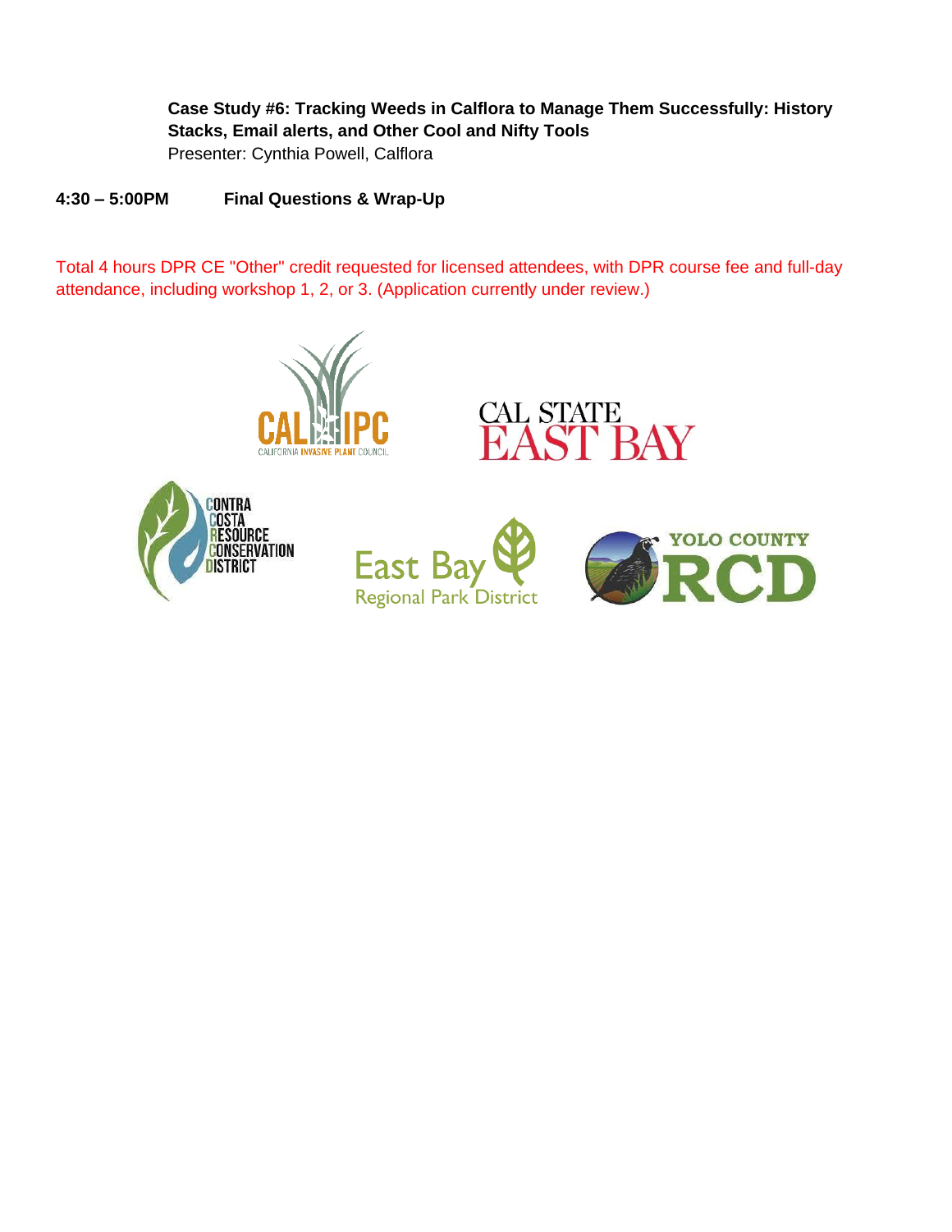**Case Study #6: Tracking Weeds in Calflora to Manage Them Successfully: History Stacks, Email alerts, and Other Cool and Nifty Tools**
Presenter: Cynthia Powell, Calflora

**4:30 – 5:00PM** **Final Questions & Wrap-Up**

Total 4 hours DPR CE "Other" credit requested for licensed attendees, with DPR course fee and full-day attendance, including workshop 1, 2, or 3. (Application currently under review.)